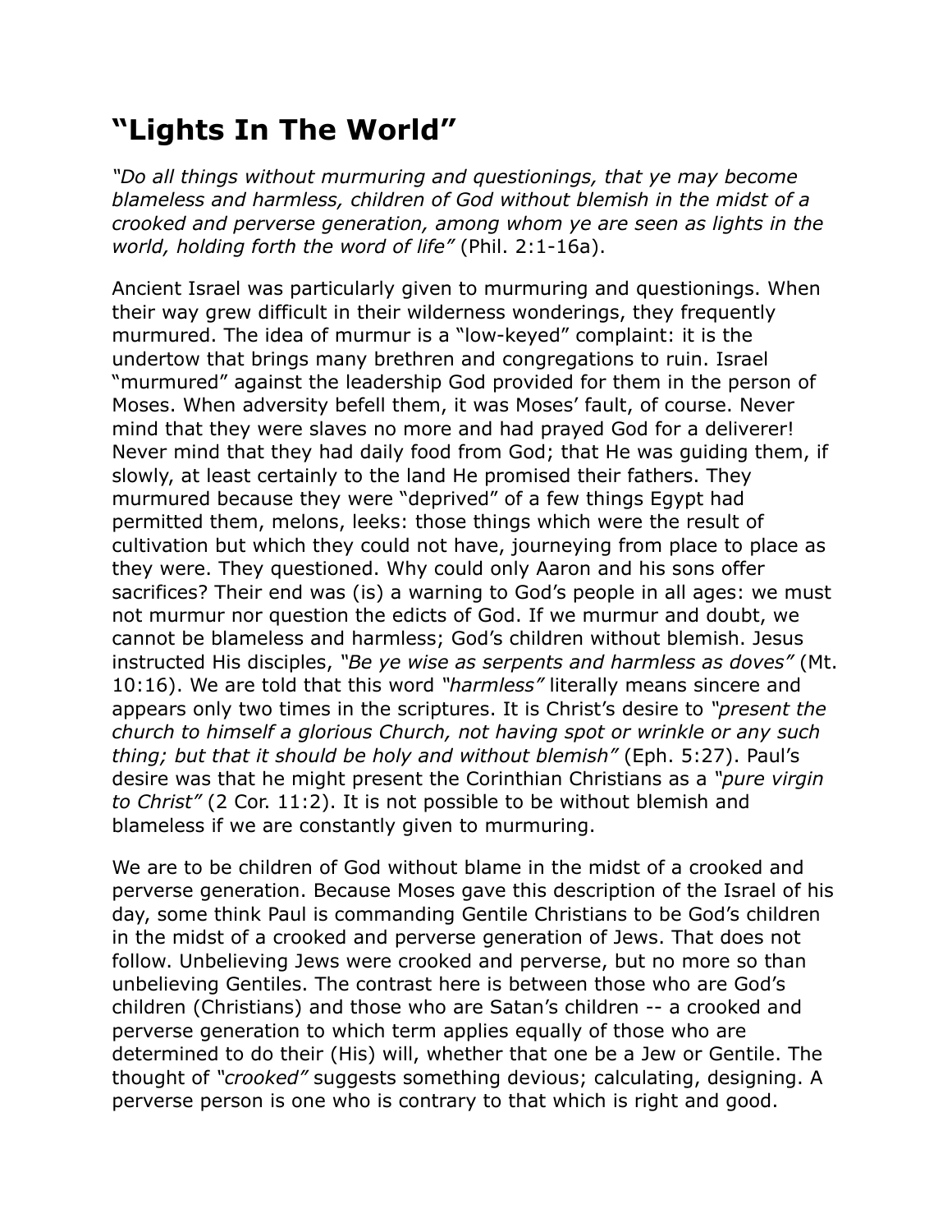# “Lights In The World”

*“Do all things without murmuring and questionings, that ye may become blameless and harmless, children of God without blemish in the midst of a crooked and perverse generation, among whom ye are seen as lights in the world, holding forth the word of life”* (Phil. 2:1-16a).

Ancient Israel was particularly given to murmuring and questionings. When their way grew difficult in their wilderness wonderings, they frequently murmured. The idea of murmur is a “low-keyed” complaint: it is the undertow that brings many brethren and congregations to ruin. Israel “murmured” against the leadership God provided for them in the person of Moses. When adversity befell them, it was Moses’ fault, of course. Never mind that they were slaves no more and had prayed God for a deliverer! Never mind that they had daily food from God; that He was guiding them, if slowly, at least certainly to the land He promised their fathers. They murmured because they were “deprived” of a few things Egypt had permitted them, melons, leeks: those things which were the result of cultivation but which they could not have, journeying from place to place as they were. They questioned. Why could only Aaron and his sons offer sacrifices? Their end was (is) a warning to God’s people in all ages: we must not murmur nor question the edicts of God. If we murmur and doubt, we cannot be blameless and harmless; God’s children without blemish. Jesus instructed His disciples, *“Be ye wise as serpents and harmless as doves”* (Mt. 10:16). We are told that this word *“harmless”* literally means sincere and appears only two times in the scriptures. It is Christ’s desire to *“present the church to himself a glorious Church, not having spot or wrinkle or any such thing; but that it should be holy and without blemish”* (Eph. 5:27). Paul’s desire was that he might present the Corinthian Christians as a *“pure virgin to Christ”* (2 Cor. 11:2). It is not possible to be without blemish and blameless if we are constantly given to murmuring.

We are to be children of God without blame in the midst of a crooked and perverse generation. Because Moses gave this description of the Israel of his day, some think Paul is commanding Gentile Christians to be God’s children in the midst of a crooked and perverse generation of Jews. That does not follow. Unbelieving Jews were crooked and perverse, but no more so than unbelieving Gentiles. The contrast here is between those who are God’s children (Christians) and those who are Satan’s children -- a crooked and perverse generation to which term applies equally of those who are determined to do their (His) will, whether that one be a Jew or Gentile. The thought of *“crooked”* suggests something devious; calculating, designing. A perverse person is one who is contrary to that which is right and good.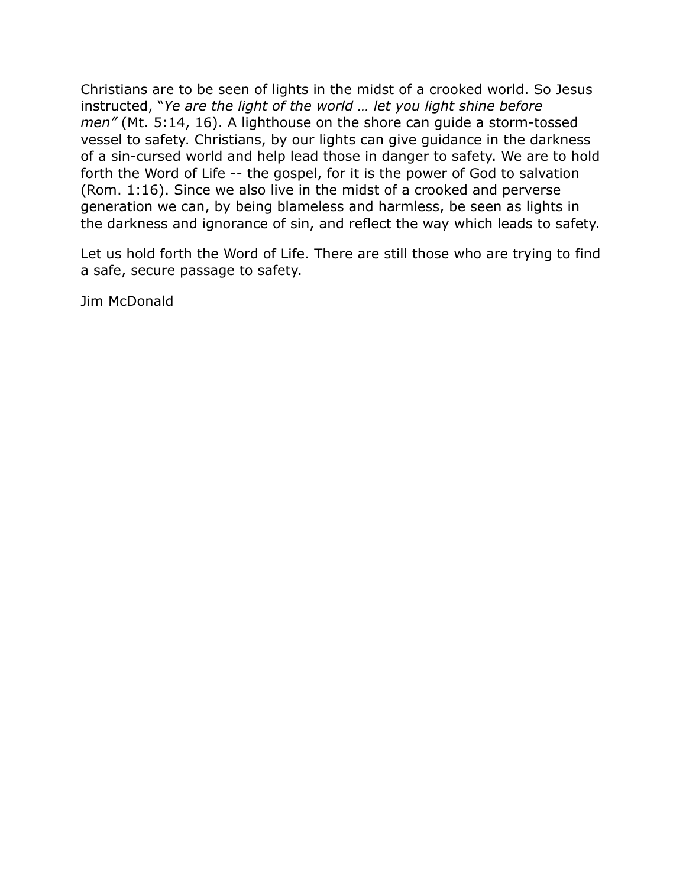Christians are to be seen of lights in the midst of a crooked world. So Jesus instructed, "*Ye are the light of the world … let you light shine before men"* (Mt. 5:14, 16). A lighthouse on the shore can guide a storm-tossed vessel to safety. Christians, by our lights can give guidance in the darkness of a sin-cursed world and help lead those in danger to safety. We are to hold forth the Word of Life -- the gospel, for it is the power of God to salvation (Rom. 1:16). Since we also live in the midst of a crooked and perverse generation we can, by being blameless and harmless, be seen as lights in the darkness and ignorance of sin, and reflect the way which leads to safety.

Let us hold forth the Word of Life. There are still those who are trying to find a safe, secure passage to safety.

Jim McDonald